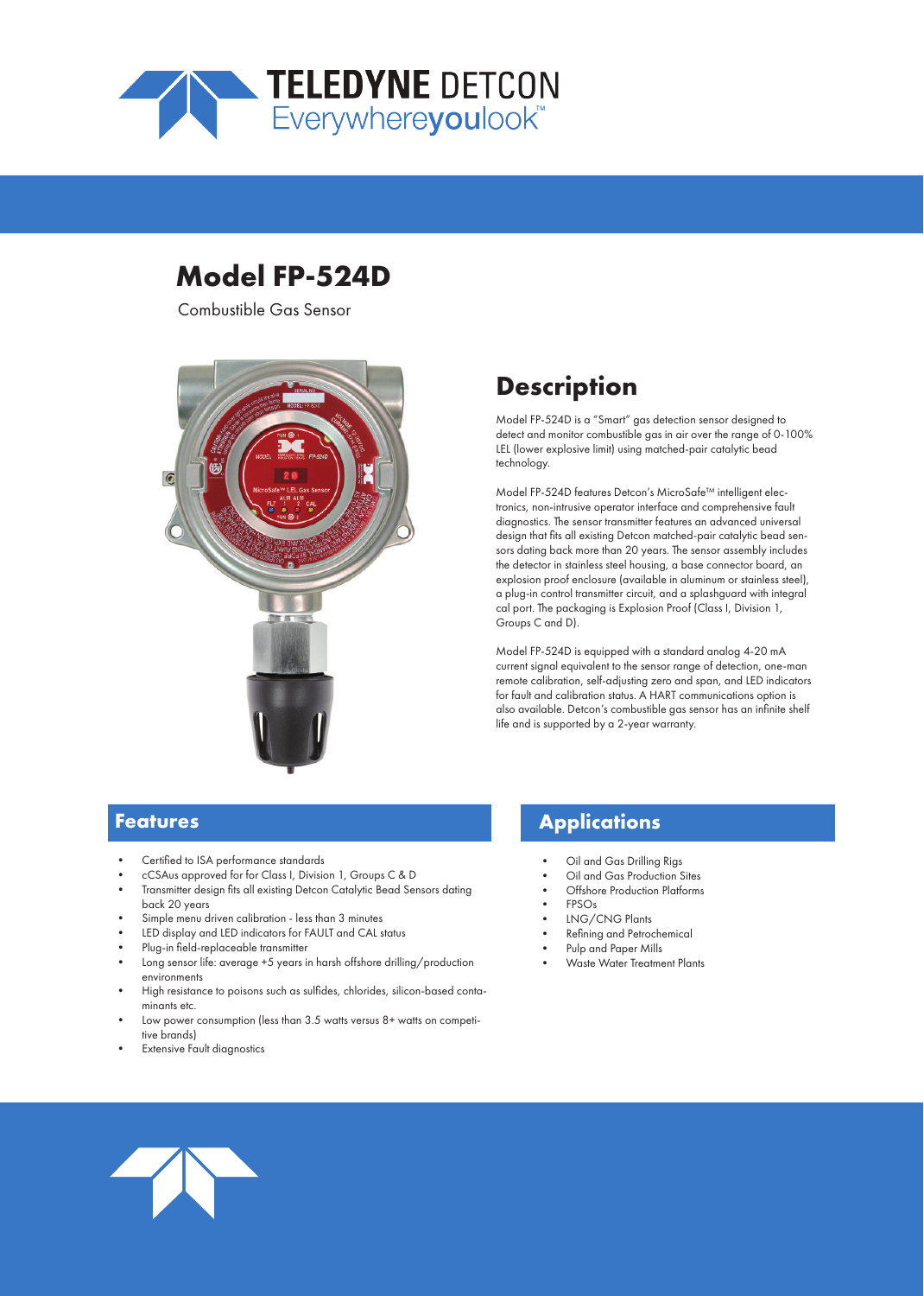# Model FP-524D

Combustible Gas Sensor

## Description

Model FP-524D is a "Smart" gas detection sensor designed to detect and monitor combustible gas in air over the range of 0-100% LEL (lower explosive limit) using matched-pair catalytic bead technology.

Model FP-524D features Detcon's MicroSafe™ intelligent electronics, non-intrusive operator interface and comprehensive fault diagnostics. The sensor transmitter features an advanced universal design that fits all existing Detcon matched-pair catalytic bead sensors dating back more than 20 years. The sensor assembly includes the detector in stainless steel housing, a base connector board, an explosion proof enclosure (available in aluminum or stainless steel), a plug-in control transmitter circuit, and a splashguard with integral cal port. The packaging is Explosion Proof (Class I, Division 1, Groups C and D).

Model FP-524D is equipped with a standard analog 4-20 mA current signal equivalent to the sensor range of detection, one-man remote calibration, self-adjusting zero and span, and LED indicators for fault and calibration status. A HART communications option is also available. Detcon's combustible gas sensor has an infinite shelf life and is supported by a 2-year warranty.

## Features

- Certified to ISA performance standards
- cCSAus approved for for Class I, Division 1, Groups C & D
- Transmitter design fits all existing Detcon Catalytic Bead Sensors dating back 20 years
- Simple menu driven calibration - less than 3 minutes
- LED display and LED indicators for FAULT and CAL status
- Plug-in field-replaceable transmitter
- Long sensor life: average +5 years in harsh offshore drilling/production environments
- High resistance to poisons such as sulfides, chlorides, silicon-based contaminants etc.
- Low power consumption (less than 3.5 watts versus 8+ watts on competitive brands)
- Extensive Fault diagnostics

## Applications

- Oil and Gas Drilling Rigs
- Oil and Gas Production Sites
- Offshore Production Platforms
- FPSOs
- LNG/CNG Plants
- Refining and Petrochemical
- Pulp and Paper Mills
- Waste Water Treatment Plants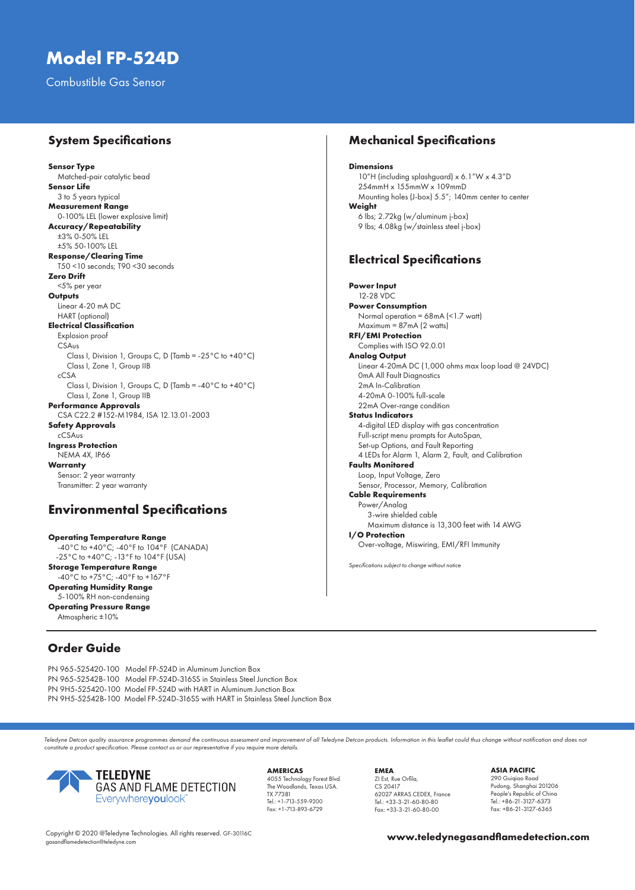# Model FP-524D

Combustible Gas Sensor

## System Specifications

**Sensor Type**
Matched-pair catalytic bead

**Sensor Life**
3 to 5 years typical

**Measurement Range**
0-100% LEL (lower explosive limit)

**Accuracy/Repeatability**
±3% 0-50% LEL
±5% 50-100% LEL

**Response/Clearing Time**
T50 <10 seconds; T90 <30 seconds

**Zero Drift**
<5% per year

**Outputs**
Linear 4-20 mA DC
HART (optional)

**Electrical Classification**
Explosion proof
CSAus
Class I, Division 1, Groups C, D (Tamb = -25°C to +40°C)
Class I, Zone 1, Group IIB
cCSA
Class I, Division 1, Groups C, D (Tamb = -40°C to +40°C)
Class I, Zone 1, Group IIB

**Performance Approvals**
CSA C22.2 #152-M1984, ISA 12.13.01-2003

**Safety Approvals**
cCSAus

**Ingress Protection**
NEMA 4X, IP66

**Warranty**
Sensor: 2 year warranty
Transmitter: 2 year warranty

## Environmental Specifications

**Operating Temperature Range**
-40°C to +40°C; -40°F to 104°F (CANADA)
-25°C to +40°C; -13°F to 104°F (USA)

**Storage Temperature Range**
-40°C to +75°C; -40°F to +167°F

**Operating Humidity Range**
5-100% RH non-condensing

**Operating Pressure Range**
Atmospheric ±10%

## Mechanical Specifications

**Dimensions**
10"H (including splashguard) x 6.1"W x 4.3"D
254mmH x 155mmW x 109mmD
Mounting holes (J-box) 5.5"; 140mm center to center

**Weight**
6 lbs; 2.72kg (w/aluminum j-box)
9 lbs; 4.08kg (w/stainless steel j-box)

## Electrical Specifications

**Power Input**
12-28 VDC

**Power Consumption**
Normal operation = 68mA (<1.7 watt)
Maximum = 87mA (2 watts)

**RFI/EMI Protection**
Complies with ISO 92.0.01

**Analog Output**
Linear 4-20mA DC (1,000 ohms max loop load @ 24VDC)
0mA All Fault Diagnostics
2mA In-Calibration
4-20mA 0-100% full-scale
22mA Over-range condition

**Status Indicators**
4-digital LED display with gas concentration
Full-script menu prompts for AutoSpan,
Set-up Options, and Fault Reporting
4 LEDs for Alarm 1, Alarm 2, Fault, and Calibration

**Faults Monitored**
Loop, Input Voltage, Zero
Sensor, Processor, Memory, Calibration

**Cable Requirements**
Power/Analog
3-wire shielded cable
Maximum distance is 13,300 feet with 14 AWG

**I/O Protection**
Over-voltage, Miswiring, EMI/RFI Immunity

*Specifications subject to change without notice*

## Order Guide

PN 965-525420-100 Model FP-524D in Aluminum Junction Box
PN 965-52542B-100 Model FP-524D-316SS in Stainless Steel Junction Box
PN 9H5-525420-100 Model FP-524D with HART in Aluminum Junction Box
PN 9H5-52542B-100 Model FP-524D-316SS with HART in Stainless Steel Junction Box

*Teledyne Detcon quality assurance programmes demand the continuous assessment and improvement of all Teledyne Detcon products. Information in this leaflet could thus change without notification and does not constitute a product specification. Please contact us or our representative if you require more details.*

TELEDYNE
GAS AND FLAME DETECTION
Everywhereyoulook™

**AMERICAS**
4055 Technology Forest Blvd.
The Woodlands, Texas USA.
TX 77381
Tel.: +1-713-559-9200
Fax: +1-713-893-6729

**EMEA**
ZI Est, Rue Orfila,
CS 20417
62027 ARRAS CEDEX, France
Tel.: +33-3-21-60-80-80
Fax: +33-3-21-60-80-00

**ASIA PACIFIC**
290 Guiqiao Road
Pudong, Shanghai 201206
People's Republic of China
Tel.: +86-21-3127-6373
Fax: +86-21-3127-6365

Copyright © 2020 @Teledyne Technologies. All rights reserved. GF-30116C
gasandflamedetection@teledyne.com

**www.teledynegasandflamedetection.com**